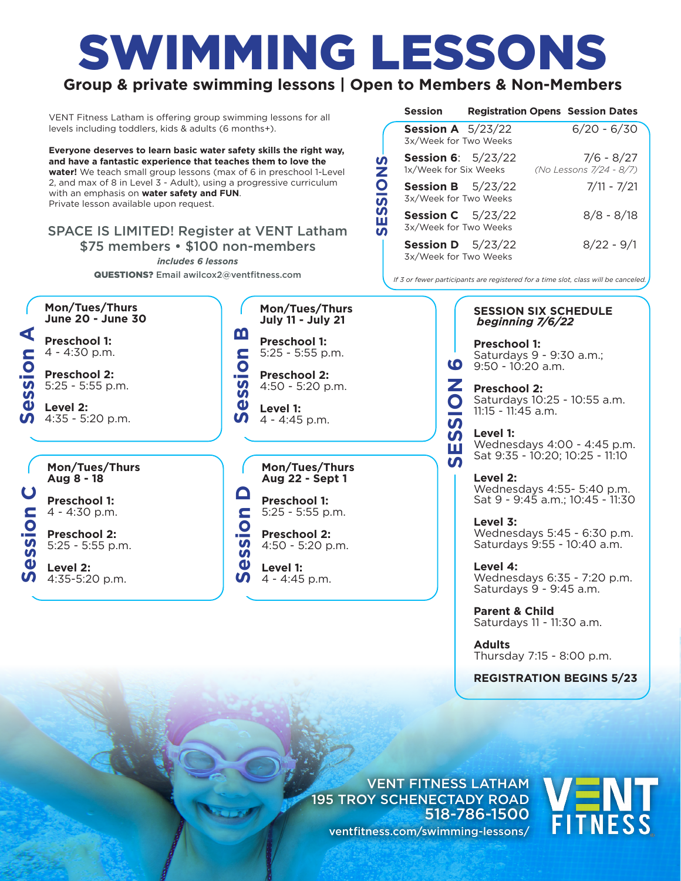# SWIMMING LESSONS

## Group & private swimming lessons | Open to Members & Non-Members

VENT Fitness Latham is offering group swimming lessons for all levels including toddlers, kids & adults (6 months+).

**Everyone deserves to learn basic water safety skills the right way, and have a fantastic experience that teaches them to love the water!** We teach small group lessons (max of 6 in preschool 1-Level 2, and max of 8 in Level 3 - Adult), using a progressive curriculum with an emphasis on **water safety and FUN**.
Private lesson available upon request.

### SPACE IS LIMITED! Register at VENT Latham
### $75 members • $100 non-members

***includes 6 lessons***

**QUESTIONS?** Email awilcox2@ventfitness.com

## SESSIONS

| Session | Registration Opens | Session Dates |
|---|---|---|
| **Session A** 3x/Week for Two Weeks | 5/23/22 | 6/20 - 6/30 |
| **Session 6**: 1x/Week for Six Weeks | 5/23/22 | 7/6 - 8/27 *(No Lessons 7/24 - 8/7)* |
| **Session B** 3x/Week for Two Weeks | 5/23/22 | 7/11 - 7/21 |
| **Session C** 3x/Week for Two Weeks | 5/23/22 | 8/8 - 8/18 |
| **Session D** 3x/Week for Two Weeks | 5/23/22 | 8/22 - 9/1 |

*If 3 or fewer participants are registered for a time slot, class will be canceled.*

## Session A

**Mon/Tues/Thurs**
**June 20 - June 30**

**Preschool 1:**
4 - 4:30 p.m.

**Preschool 2:**
5:25 - 5:55 p.m.

**Level 2:**
4:35 - 5:20 p.m.

## Session B

**Mon/Tues/Thurs**
**July 11 - July 21**

**Preschool 1:**
5:25 - 5:55 p.m.

**Preschool 2:**
4:50 - 5:20 p.m.

**Level 1:**
4 - 4:45 p.m.

## Session C

**Mon/Tues/Thurs**
**Aug 8 - 18**

**Preschool 1:**
4 - 4:30 p.m.

**Preschool 2:**
5:25 - 5:55 p.m.

**Level 2:**
4:35-5:20 p.m.

## Session D

**Mon/Tues/Thurs**
**Aug 22 - Sept 1**

**Preschool 1:**
5:25 - 5:55 p.m.

**Preschool 2:**
4:50 - 5:20 p.m.

**Level 1:**
4 - 4:45 p.m.

## SESSION 6

**SESSION SIX SCHEDULE**
***beginning 7/6/22***

**Preschool 1:**
Saturdays 9 - 9:30 a.m.; 9:50 - 10:20 a.m.

**Preschool 2:**
Saturdays 10:25 - 10:55 a.m. 11:15 - 11:45 a.m.

**Level 1:**
Wednesdays 4:00 - 4:45 p.m.
Sat 9:35 - 10:20; 10:25 - 11:10

**Level 2:**
Wednesdays 4:55- 5:40 p.m.
Sat 9 - 9:45 a.m.; 10:45 - 11:30

**Level 3:**
Wednesdays 5:45 - 6:30 p.m.
Saturdays 9:55 - 10:40 a.m.

**Level 4:**
Wednesdays 6:35 - 7:20 p.m.
Saturdays 9 - 9:45 a.m.

**Parent & Child**
Saturdays 11 - 11:30 a.m.

**Adults**
Thursday 7:15 - 8:00 p.m.

**REGISTRATION BEGINS 5/23**

VENT FITNESS LATHAM
195 TROY SCHENECTADY ROAD
518-786-1500
ventfitness.com/swimming-lessons/

VENT FITNESS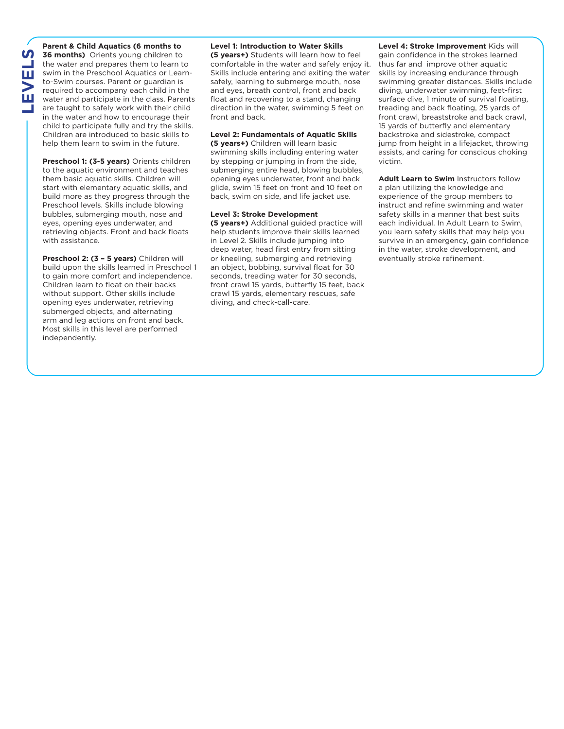# LEVELS

**Parent & Child Aquatics (6 months to 36 months)** Orients young children to the water and prepares them to learn to swim in the Preschool Aquatics or Learn-to-Swim courses. Parent or guardian is required to accompany each child in the water and participate in the class. Parents are taught to safely work with their child in the water and how to encourage their child to participate fully and try the skills. Children are introduced to basic skills to help them learn to swim in the future.

**Preschool 1: (3-5 years)** Orients children to the aquatic environment and teaches them basic aquatic skills. Children will start with elementary aquatic skills, and build more as they progress through the Preschool levels. Skills include blowing bubbles, submerging mouth, nose and eyes, opening eyes underwater, and retrieving objects. Front and back floats with assistance.

**Preschool 2: (3 – 5 years)** Children will build upon the skills learned in Preschool 1 to gain more comfort and independence. Children learn to float on their backs without support. Other skills include opening eyes underwater, retrieving submerged objects, and alternating arm and leg actions on front and back. Most skills in this level are performed independently.

**Level 1: Introduction to Water Skills (5 years+)** Students will learn how to feel comfortable in the water and safely enjoy it. Skills include entering and exiting the water safely, learning to submerge mouth, nose and eyes, breath control, front and back float and recovering to a stand, changing direction in the water, swimming 5 feet on front and back.

**Level 2: Fundamentals of Aquatic Skills (5 years+)** Children will learn basic swimming skills including entering water by stepping or jumping in from the side, submerging entire head, blowing bubbles, opening eyes underwater, front and back glide, swim 15 feet on front and 10 feet on back, swim on side, and life jacket use.

**Level 3: Stroke Development (5 years+)** Additional guided practice will help students improve their skills learned in Level 2. Skills include jumping into deep water, head first entry from sitting or kneeling, submerging and retrieving an object, bobbing, survival float for 30 seconds, treading water for 30 seconds, front crawl 15 yards, butterfly 15 feet, back crawl 15 yards, elementary rescues, safe diving, and check-call-care.

**Level 4: Stroke Improvement** Kids will gain confidence in the strokes learned thus far and improve other aquatic skills by increasing endurance through swimming greater distances. Skills include diving, underwater swimming, feet-first surface dive, 1 minute of survival floating, treading and back floating, 25 yards of front crawl, breaststroke and back crawl, 15 yards of butterfly and elementary backstroke and sidestroke, compact jump from height in a lifejacket, throwing assists, and caring for conscious choking victim.

**Adult Learn to Swim** Instructors follow a plan utilizing the knowledge and experience of the group members to instruct and refine swimming and water safety skills in a manner that best suits each individual. In Adult Learn to Swim, you learn safety skills that may help you survive in an emergency, gain confidence in the water, stroke development, and eventually stroke refinement.